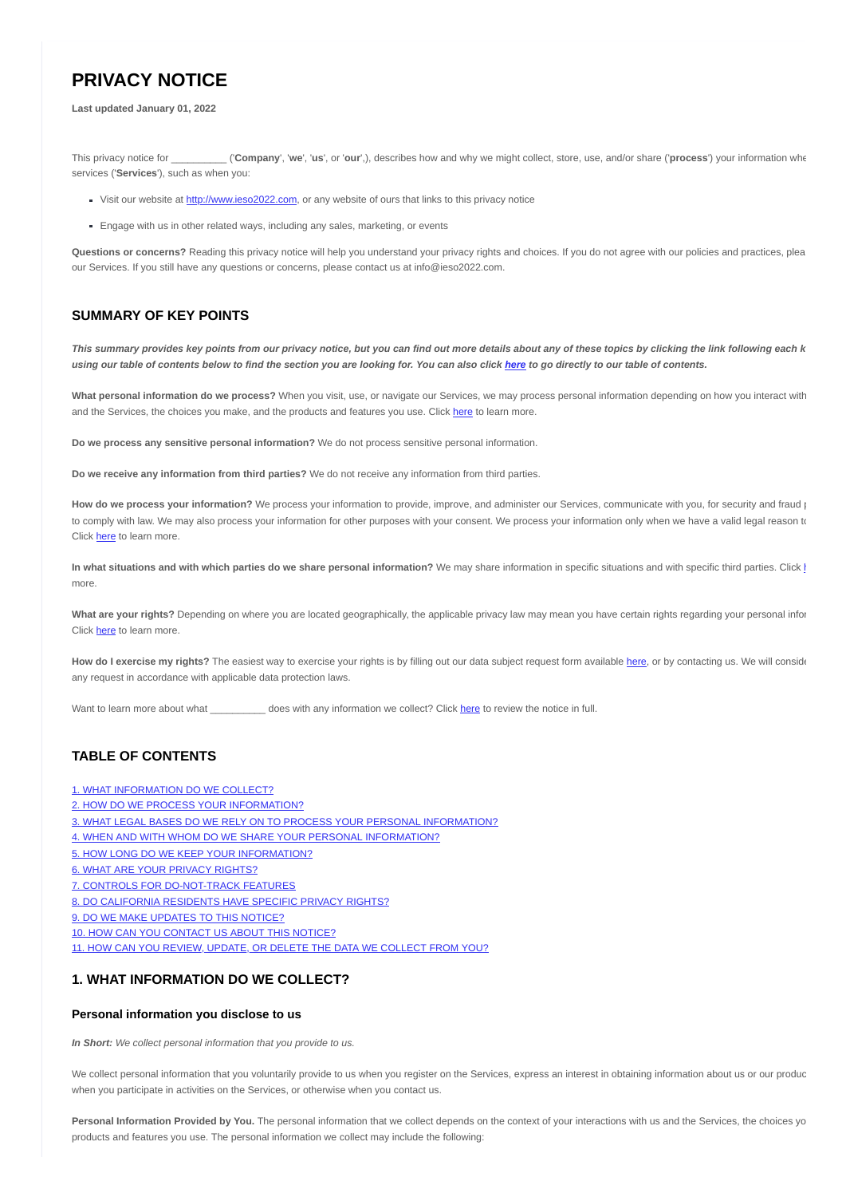# PRIVACY NOTICE

**Last updated January 01, 2022**

This privacy notice for __________ ('**Company**', '**we**', '**us**', or '**our**',), describes how and why we might collect, store, use, and/or share ('**process**') your information whe services ('**Services**'), such as when you:

- Visit our website at http://www.ieso2022.com, or any website of ours that links to this privacy notice
- Engage with us in other related ways, including any sales, marketing, or events

**Questions or concerns?** Reading this privacy notice will help you understand your privacy rights and choices. If you do not agree with our policies and practices, plea our Services. If you still have any questions or concerns, please contact us at info@ieso2022.com.

## SUMMARY OF KEY POINTS

***This summary provides key points from our privacy notice, but you can find out more details about any of these topics by clicking the link following each k using our table of contents below to find the section you are looking for. You can also click here to go directly to our table of contents.***

**What personal information do we process?** When you visit, use, or navigate our Services, we may process personal information depending on how you interact with and the Services, the choices you make, and the products and features you use. Click here to learn more.

**Do we process any sensitive personal information?** We do not process sensitive personal information.

**Do we receive any information from third parties?** We do not receive any information from third parties.

**How do we process your information?** We process your information to provide, improve, and administer our Services, communicate with you, for security and fraud p to comply with law. We may also process your information for other purposes with your consent. We process your information only when we have a valid legal reason to Click here to learn more.

**In what situations and with which parties do we share personal information?** We may share information in specific situations and with specific third parties. Click h more.

**What are your rights?** Depending on where you are located geographically, the applicable privacy law may mean you have certain rights regarding your personal infor Click here to learn more.

**How do I exercise my rights?** The easiest way to exercise your rights is by filling out our data subject request form available here, or by contacting us. We will conside any request in accordance with applicable data protection laws.

Want to learn more about what __________ does with any information we collect? Click here to review the notice in full.

## TABLE OF CONTENTS

1. WHAT INFORMATION DO WE COLLECT?
2. HOW DO WE PROCESS YOUR INFORMATION?
3. WHAT LEGAL BASES DO WE RELY ON TO PROCESS YOUR PERSONAL INFORMATION?
4. WHEN AND WITH WHOM DO WE SHARE YOUR PERSONAL INFORMATION?
5. HOW LONG DO WE KEEP YOUR INFORMATION?
6. WHAT ARE YOUR PRIVACY RIGHTS?
7. CONTROLS FOR DO-NOT-TRACK FEATURES
8. DO CALIFORNIA RESIDENTS HAVE SPECIFIC PRIVACY RIGHTS?
9. DO WE MAKE UPDATES TO THIS NOTICE?
10. HOW CAN YOU CONTACT US ABOUT THIS NOTICE?
11. HOW CAN YOU REVIEW, UPDATE, OR DELETE THE DATA WE COLLECT FROM YOU?

## 1. WHAT INFORMATION DO WE COLLECT?

### Personal information you disclose to us

***In Short:*** *We collect personal information that you provide to us.*

We collect personal information that you voluntarily provide to us when you register on the Services, express an interest in obtaining information about us or our produc when you participate in activities on the Services, or otherwise when you contact us.

**Personal Information Provided by You.** The personal information that we collect depends on the context of your interactions with us and the Services, the choices yo products and features you use. The personal information we collect may include the following: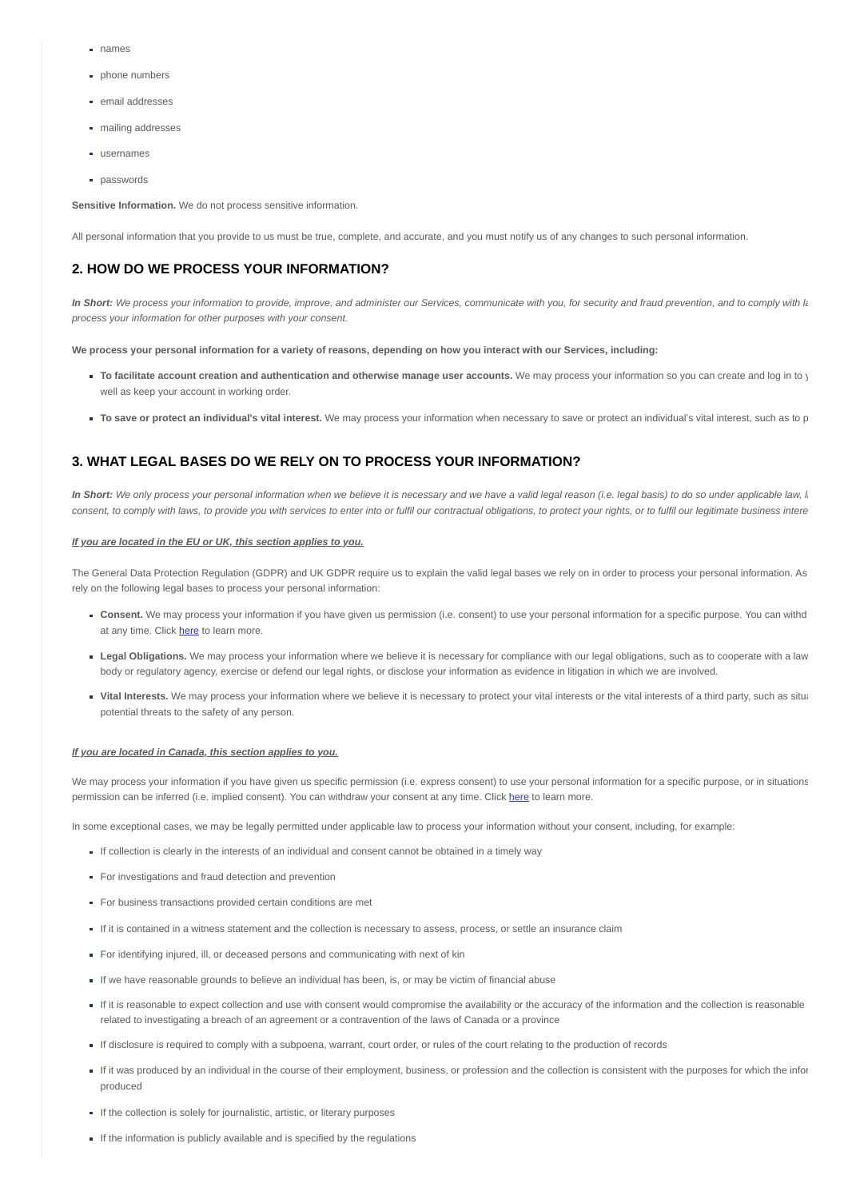- names
- phone numbers
- email addresses
- mailing addresses
- usernames
- passwords

**Sensitive Information.** We do not process sensitive information.

All personal information that you provide to us must be true, complete, and accurate, and you must notify us of any changes to such personal information.

## 2. HOW DO WE PROCESS YOUR INFORMATION?

***In Short:*** *We process your information to provide, improve, and administer our Services, communicate with you, for security and fraud prevention, and to comply with la process your information for other purposes with your consent.*

**We process your personal information for a variety of reasons, depending on how you interact with our Services, including:**

- **To facilitate account creation and authentication and otherwise manage user accounts.** We may process your information so you can create and log in to y well as keep your account in working order.
- **To save or protect an individual's vital interest.** We may process your information when necessary to save or protect an individual's vital interest, such as to p

## 3. WHAT LEGAL BASES DO WE RELY ON TO PROCESS YOUR INFORMATION?

***In Short:*** *We only process your personal information when we believe it is necessary and we have a valid legal reason (i.e. legal basis) to do so under applicable law, l consent, to comply with laws, to provide you with services to enter into or fulfil our contractual obligations, to protect your rights, or to fulfil our legitimate business intere*

***If you are located in the EU or UK, this section applies to you.***

The General Data Protection Regulation (GDPR) and UK GDPR require us to explain the valid legal bases we rely on in order to process your personal information. As rely on the following legal bases to process your personal information:

- **Consent.** We may process your information if you have given us permission (i.e. consent) to use your personal information for a specific purpose. You can withd at any time. Click [here](#) to learn more.
- **Legal Obligations.** We may process your information where we believe it is necessary for compliance with our legal obligations, such as to cooperate with a law body or regulatory agency, exercise or defend our legal rights, or disclose your information as evidence in litigation in which we are involved.
- **Vital Interests.** We may process your information where we believe it is necessary to protect your vital interests or the vital interests of a third party, such as situa potential threats to the safety of any person.

***If you are located in Canada, this section applies to you.***

We may process your information if you have given us specific permission (i.e. express consent) to use your personal information for a specific purpose, or in situations permission can be inferred (i.e. implied consent). You can withdraw your consent at any time. Click [here](#) to learn more.

In some exceptional cases, we may be legally permitted under applicable law to process your information without your consent, including, for example:

- If collection is clearly in the interests of an individual and consent cannot be obtained in a timely way
- For investigations and fraud detection and prevention
- For business transactions provided certain conditions are met
- If it is contained in a witness statement and the collection is necessary to assess, process, or settle an insurance claim
- For identifying injured, ill, or deceased persons and communicating with next of kin
- If we have reasonable grounds to believe an individual has been, is, or may be victim of financial abuse
- If it is reasonable to expect collection and use with consent would compromise the availability or the accuracy of the information and the collection is reasonable related to investigating a breach of an agreement or a contravention of the laws of Canada or a province
- If disclosure is required to comply with a subpoena, warrant, court order, or rules of the court relating to the production of records
- If it was produced by an individual in the course of their employment, business, or profession and the collection is consistent with the purposes for which the infor produced
- If the collection is solely for journalistic, artistic, or literary purposes
- If the information is publicly available and is specified by the regulations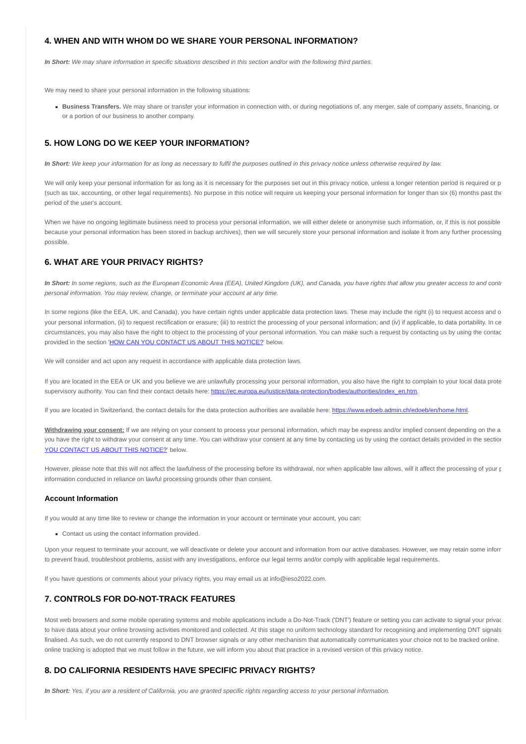## 4. WHEN AND WITH WHOM DO WE SHARE YOUR PERSONAL INFORMATION?

***In Short:*** *We may share information in specific situations described in this section and/or with the following third parties.*

We may need to share your personal information in the following situations:

- **Business Transfers.** We may share or transfer your information in connection with, or during negotiations of, any merger, sale of company assets, financing, or or a portion of our business to another company.

## 5. HOW LONG DO WE KEEP YOUR INFORMATION?

***In Short:*** *We keep your information for as long as necessary to fulfil the purposes outlined in this privacy notice unless otherwise required by law.*

We will only keep your personal information for as long as it is necessary for the purposes set out in this privacy notice, unless a longer retention period is required or p (such as tax, accounting, or other legal requirements). No purpose in this notice will require us keeping your personal information for longer than six (6) months past the period of the user's account.

When we have no ongoing legitimate business need to process your personal information, we will either delete or anonymise such information, or, if this is not possible because your personal information has been stored in backup archives), then we will securely store your personal information and isolate it from any further processing possible.

## 6. WHAT ARE YOUR PRIVACY RIGHTS?

***In Short:*** *In some regions, such as the European Economic Area (EEA), United Kingdom (UK), and Canada, you have rights that allow you greater access to and contr personal information. You may review, change, or terminate your account at any time.*

In some regions (like the EEA, UK, and Canada), you have certain rights under applicable data protection laws. These may include the right (i) to request access and o your personal information, (ii) to request rectification or erasure; (iii) to restrict the processing of your personal information; and (iv) if applicable, to data portability. In ce circumstances, you may also have the right to object to the processing of your personal information. You can make such a request by contacting us by using the contac provided in the section '[HOW CAN YOU CONTACT US ABOUT THIS NOTICE?](#)' below.

We will consider and act upon any request in accordance with applicable data protection laws.

If you are located in the EEA or UK and you believe we are unlawfully processing your personal information, you also have the right to complain to your local data prote supervisory authority. You can find their contact details here: [https://ec.europa.eu/justice/data-protection/bodies/authorities/index_en.htm](https://ec.europa.eu/justice/data-protection/bodies/authorities/index_en.htm).

If you are located in Switzerland, the contact details for the data protection authorities are available here: [https://www.edoeb.admin.ch/edoeb/en/home.html](https://www.edoeb.admin.ch/edoeb/en/home.html).

**Withdrawing your consent:** If we are relying on your consent to process your personal information, which may be express and/or implied consent depending on the a you have the right to withdraw your consent at any time. You can withdraw your consent at any time by contacting us by using the contact details provided in the sectior [YOU CONTACT US ABOUT THIS NOTICE?](#)' below.

However, please note that this will not affect the lawfulness of the processing before its withdrawal, nor when applicable law allows, will it affect the processing of your p information conducted in reliance on lawful processing grounds other than consent.

### Account Information

If you would at any time like to review or change the information in your account or terminate your account, you can:

- Contact us using the contact information provided.

Upon your request to terminate your account, we will deactivate or delete your account and information from our active databases. However, we may retain some inforr to prevent fraud, troubleshoot problems, assist with any investigations, enforce our legal terms and/or comply with applicable legal requirements.

If you have questions or comments about your privacy rights, you may email us at info@ieso2022.com.

## 7. CONTROLS FOR DO-NOT-TRACK FEATURES

Most web browsers and some mobile operating systems and mobile applications include a Do-Not-Track ('DNT') feature or setting you can activate to signal your privac to have data about your online browsing activities monitored and collected. At this stage no uniform technology standard for recognising and implementing DNT signals finalised. As such, we do not currently respond to DNT browser signals or any other mechanism that automatically communicates your choice not to be tracked online. online tracking is adopted that we must follow in the future, we will inform you about that practice in a revised version of this privacy notice.

## 8. DO CALIFORNIA RESIDENTS HAVE SPECIFIC PRIVACY RIGHTS?

***In Short:*** *Yes, if you are a resident of California, you are granted specific rights regarding access to your personal information.*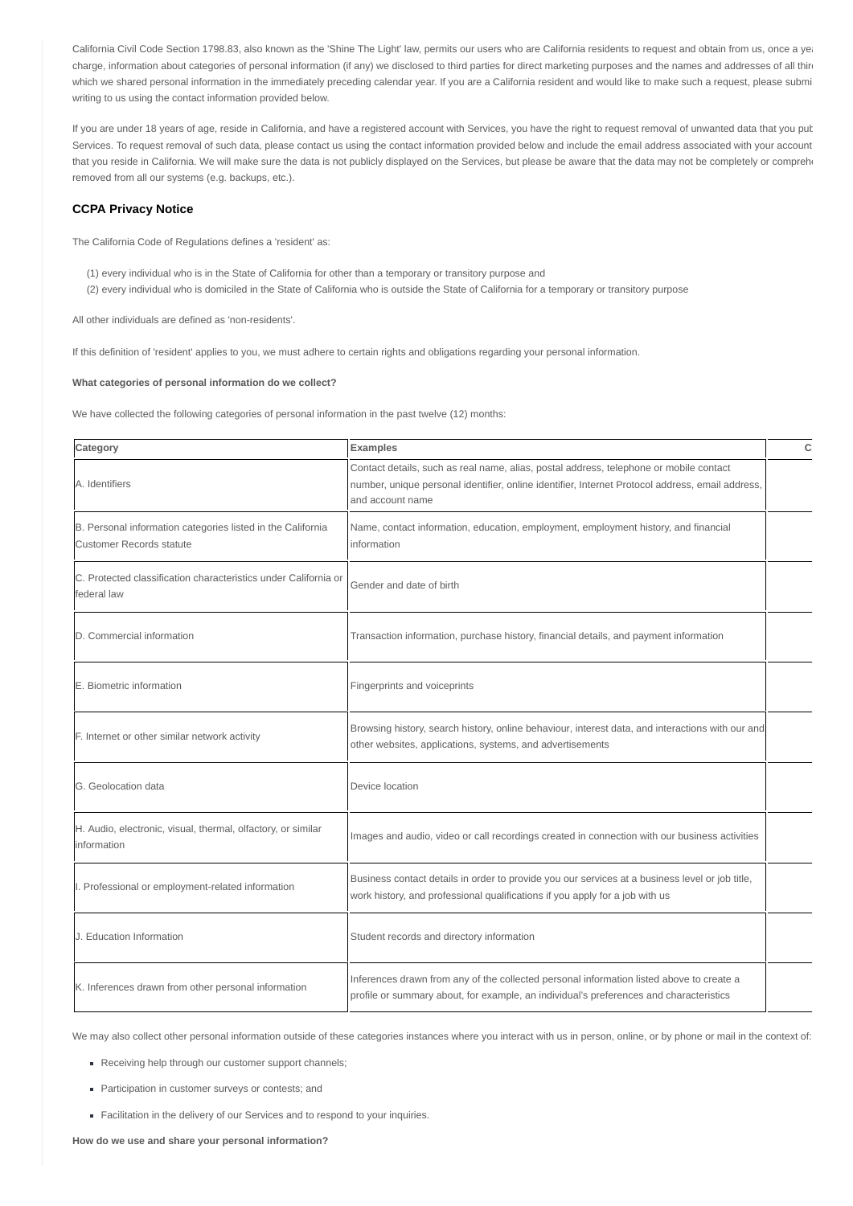California Civil Code Section 1798.83, also known as the 'Shine The Light' law, permits our users who are California residents to request and obtain from us, once a yea charge, information about categories of personal information (if any) we disclosed to third parties for direct marketing purposes and the names and addresses of all thir which we shared personal information in the immediately preceding calendar year. If you are a California resident and would like to make such a request, please submi writing to us using the contact information provided below.

If you are under 18 years of age, reside in California, and have a registered account with Services, you have the right to request removal of unwanted data that you pub Services. To request removal of such data, please contact us using the contact information provided below and include the email address associated with your account that you reside in California. We will make sure the data is not publicly displayed on the Services, but please be aware that the data may not be completely or compreh removed from all our systems (e.g. backups, etc.).

### CCPA Privacy Notice

The California Code of Regulations defines a 'resident' as:

(1) every individual who is in the State of California for other than a temporary or transitory purpose and
(2) every individual who is domiciled in the State of California who is outside the State of California for a temporary or transitory purpose

All other individuals are defined as 'non-residents'.

If this definition of 'resident' applies to you, we must adhere to certain rights and obligations regarding your personal information.

**What categories of personal information do we collect?**

We have collected the following categories of personal information in the past twelve (12) months:

| Category | Examples | C |
|---|---|---|
| A. Identifiers | Contact details, such as real name, alias, postal address, telephone or mobile contact number, unique personal identifier, online identifier, Internet Protocol address, email address, and account name | |
| B. Personal information categories listed in the California Customer Records statute | Name, contact information, education, employment, employment history, and financial information | |
| C. Protected classification characteristics under California or federal law | Gender and date of birth | |
| D. Commercial information | Transaction information, purchase history, financial details, and payment information | |
| E. Biometric information | Fingerprints and voiceprints | |
| F. Internet or other similar network activity | Browsing history, search history, online behaviour, interest data, and interactions with our and other websites, applications, systems, and advertisements | |
| G. Geolocation data | Device location | |
| H. Audio, electronic, visual, thermal, olfactory, or similar information | Images and audio, video or call recordings created in connection with our business activities | |
| I. Professional or employment-related information | Business contact details in order to provide you our services at a business level or job title, work history, and professional qualifications if you apply for a job with us | |
| J. Education Information | Student records and directory information | |
| K. Inferences drawn from other personal information | Inferences drawn from any of the collected personal information listed above to create a profile or summary about, for example, an individual's preferences and characteristics | |

We may also collect other personal information outside of these categories instances where you interact with us in person, online, or by phone or mail in the context of:

- Receiving help through our customer support channels;
- Participation in customer surveys or contests; and
- Facilitation in the delivery of our Services and to respond to your inquiries.

**How do we use and share your personal information?**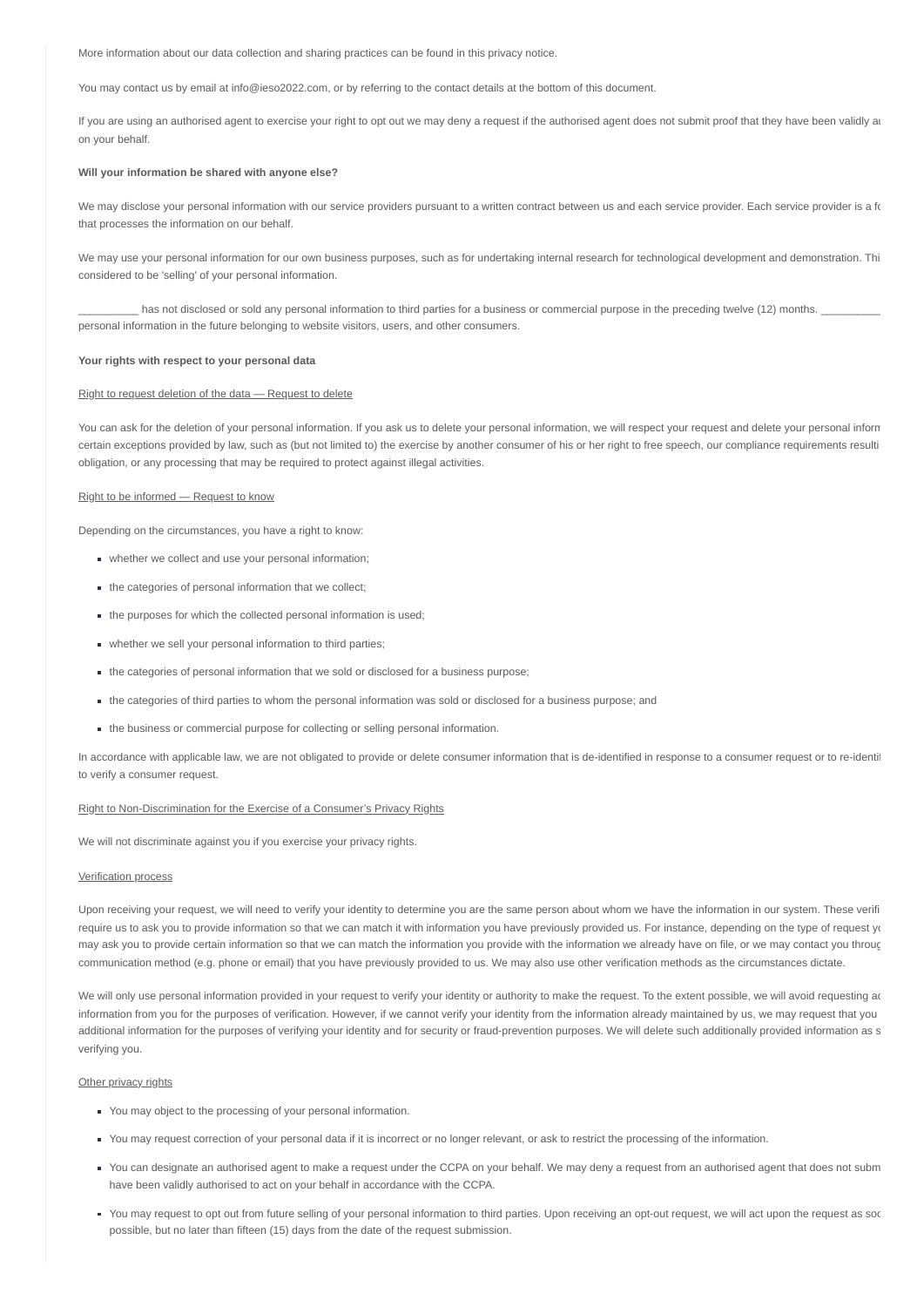More information about our data collection and sharing practices can be found in this privacy notice.

You may contact us by email at info@ieso2022.com, or by referring to the contact details at the bottom of this document.

If you are using an authorised agent to exercise your right to opt out we may deny a request if the authorised agent does not submit proof that they have been validly au on your behalf.

**Will your information be shared with anyone else?**

We may disclose your personal information with our service providers pursuant to a written contract between us and each service provider. Each service provider is a fo that processes the information on our behalf.

We may use your personal information for our own business purposes, such as for undertaking internal research for technological development and demonstration. Thi considered to be 'selling' of your personal information.

__________ has not disclosed or sold any personal information to third parties for a business or commercial purpose in the preceding twelve (12) months. __________ personal information in the future belonging to website visitors, users, and other consumers.

**Your rights with respect to your personal data**

Right to request deletion of the data — Request to delete

You can ask for the deletion of your personal information. If you ask us to delete your personal information, we will respect your request and delete your personal inform certain exceptions provided by law, such as (but not limited to) the exercise by another consumer of his or her right to free speech, our compliance requirements resulti obligation, or any processing that may be required to protect against illegal activities.

Right to be informed — Request to know

Depending on the circumstances, you have a right to know:

- whether we collect and use your personal information;
- the categories of personal information that we collect;
- the purposes for which the collected personal information is used;
- whether we sell your personal information to third parties;
- the categories of personal information that we sold or disclosed for a business purpose;
- the categories of third parties to whom the personal information was sold or disclosed for a business purpose; and
- the business or commercial purpose for collecting or selling personal information.

In accordance with applicable law, we are not obligated to provide or delete consumer information that is de-identified in response to a consumer request or to re-identi to verify a consumer request.

Right to Non-Discrimination for the Exercise of a Consumer's Privacy Rights

We will not discriminate against you if you exercise your privacy rights.

Verification process

Upon receiving your request, we will need to verify your identity to determine you are the same person about whom we have the information in our system. These verifi require us to ask you to provide information so that we can match it with information you have previously provided us. For instance, depending on the type of request yo may ask you to provide certain information so that we can match the information you provide with the information we already have on file, or we may contact you throug communication method (e.g. phone or email) that you have previously provided to us. We may also use other verification methods as the circumstances dictate.

We will only use personal information provided in your request to verify your identity or authority to make the request. To the extent possible, we will avoid requesting ad information from you for the purposes of verification. However, if we cannot verify your identity from the information already maintained by us, we may request that you additional information for the purposes of verifying your identity and for security or fraud-prevention purposes. We will delete such additionally provided information as s verifying you.

Other privacy rights

- You may object to the processing of your personal information.
- You may request correction of your personal data if it is incorrect or no longer relevant, or ask to restrict the processing of the information.
- You can designate an authorised agent to make a request under the CCPA on your behalf. We may deny a request from an authorised agent that does not subm have been validly authorised to act on your behalf in accordance with the CCPA.
- You may request to opt out from future selling of your personal information to third parties. Upon receiving an opt-out request, we will act upon the request as soo possible, but no later than fifteen (15) days from the date of the request submission.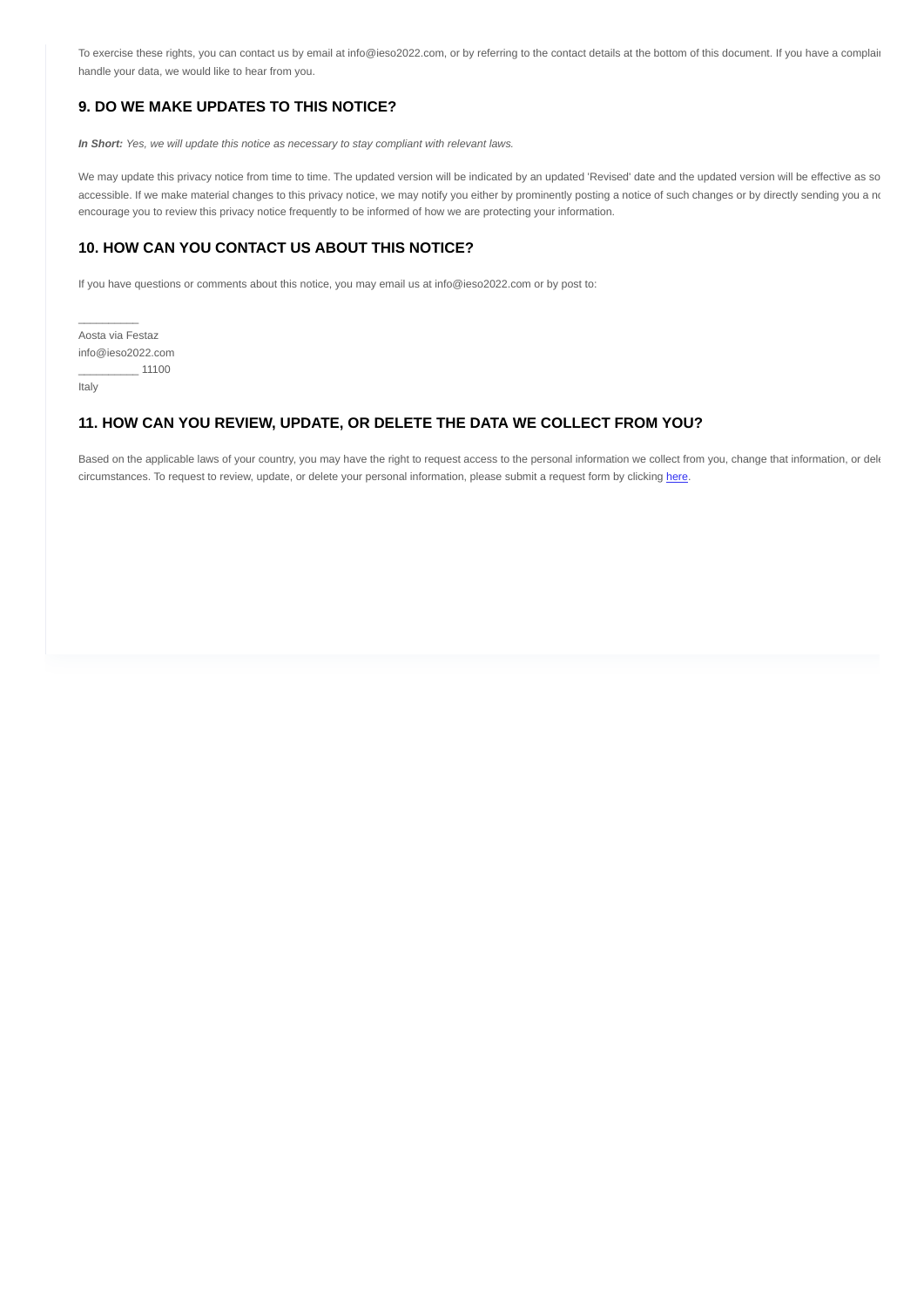To exercise these rights, you can contact us by email at info@ieso2022.com, or by referring to the contact details at the bottom of this document. If you have a complai handle your data, we would like to hear from you.

## 9. DO WE MAKE UPDATES TO THIS NOTICE?

***In Short:*** *Yes, we will update this notice as necessary to stay compliant with relevant laws.*

We may update this privacy notice from time to time. The updated version will be indicated by an updated 'Revised' date and the updated version will be effective as so accessible. If we make material changes to this privacy notice, we may notify you either by prominently posting a notice of such changes or by directly sending you a no encourage you to review this privacy notice frequently to be informed of how we are protecting your information.

## 10. HOW CAN YOU CONTACT US ABOUT THIS NOTICE?

If you have questions or comments about this notice, you may email us at info@ieso2022.com or by post to:

__________
Aosta via Festaz
info@ieso2022.com
__________ 11100
Italy

## 11. HOW CAN YOU REVIEW, UPDATE, OR DELETE THE DATA WE COLLECT FROM YOU?

Based on the applicable laws of your country, you may have the right to request access to the personal information we collect from you, change that information, or del circumstances. To request to review, update, or delete your personal information, please submit a request form by clicking here.